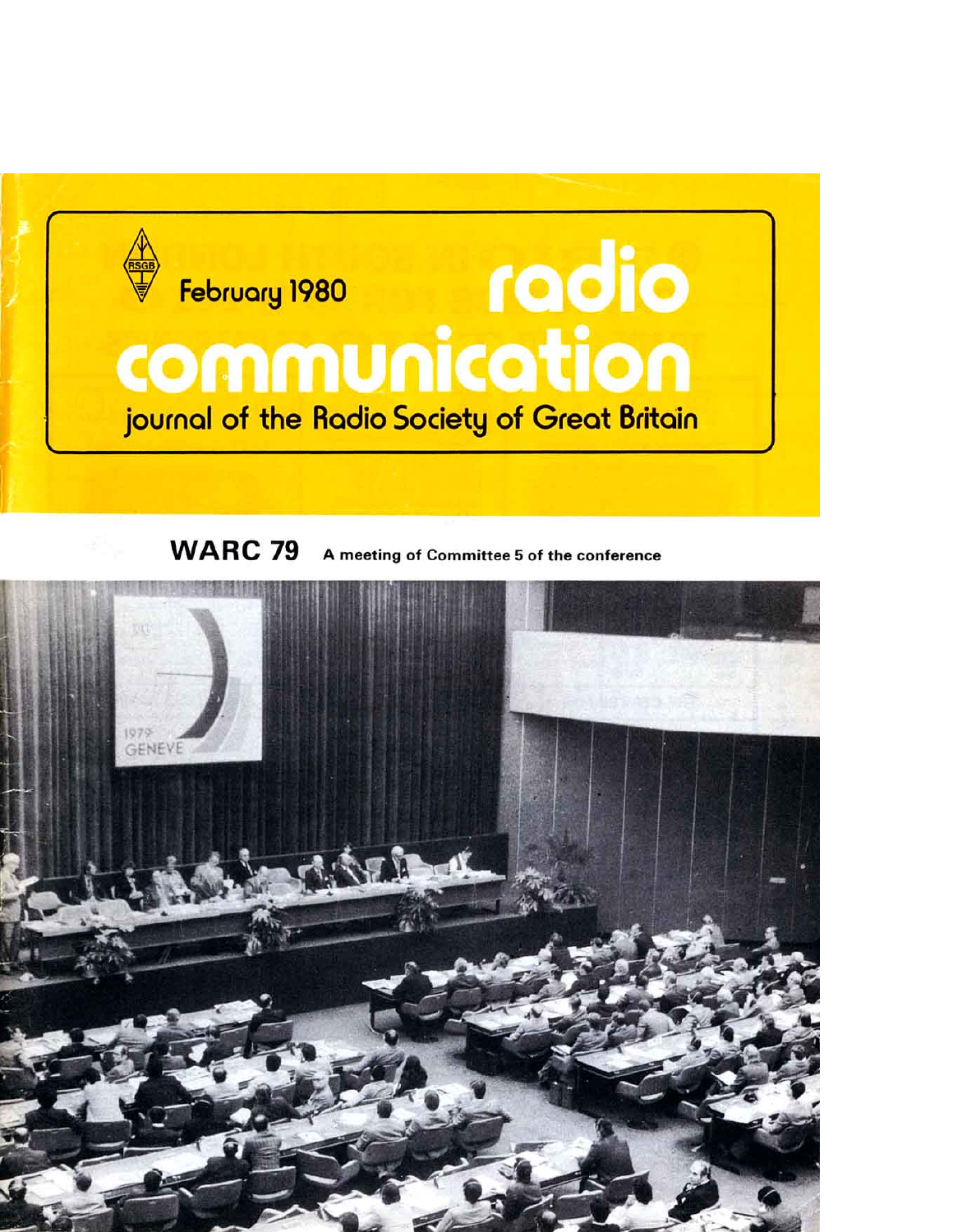RSGB

February 1980

# radio communication

journal of the Radio Society of Great Britain

## WARC 79

A meeting of Committee 5 of the conference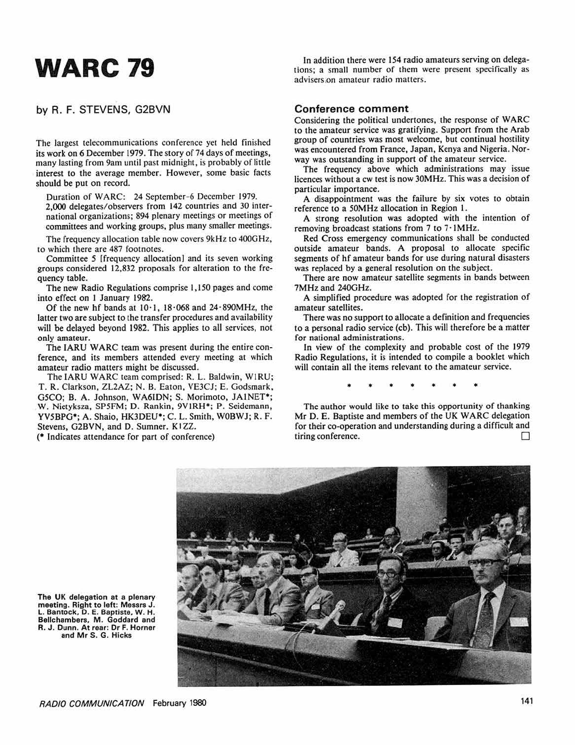# WARC 79

by R. F. STEVENS, G2BVN

The largest telecommunications conference yet held finished its work on 6 December 1979. The story of 74 days of meetings, many lasting from 9am until past midnight, is probably of little interest to the average member. However, some basic facts should be put on record.

Duration of WARC: 24 September–6 December 1979.

2,000 delegates/observers from 142 countries and 30 international organizations; 894 plenary meetings or meetings of committees and working groups, plus many smaller meetings.

The frequency allocation table now covers 9kHz to 400GHz, to which there are 487 footnotes.

Committee 5 [frequency allocation] and its seven working groups considered 12,832 proposals for alteration to the frequency table.

The new Radio Regulations comprise 1,150 pages and come into effect on 1 January 1982.

Of the new hf bands at 10·1, 18·068 and 24·890MHz, the latter two are subject to the transfer procedures and availability will be delayed beyond 1982. This applies to all services, not only amateur.

The IARU WARC team was present during the entire conference, and its members attended every meeting at which amateur radio matters might be discussed.

The IARU WARC team comprised: R. L. Baldwin, W1RU; T. R. Clarkson, ZL2AZ; N. B. Eaton, VE3CJ; E. Godsmark, G5CO; B. A. Johnson, WA6IDN; S. Morimoto, JA1NET*; W. Nietyksza, SP5FM; D. Rankin, 9V1RH*; P. Seidemann, YV5BPG*; A. Shaio, HK3DEU*; C. L. Smith, W0BWJ; R. F. Stevens, G2BVN, and D. Sumner, K1ZZ.

(* Indicates attendance for part of conference)

In addition there were 154 radio amateurs serving on delegations; a small number of them were present specifically as advisers on amateur radio matters.

## Conference comment

Considering the political undertones, the response of WARC to the amateur service was gratifying. Support from the Arab group of countries was most welcome, but continual hostility was encountered from France, Japan, Kenya and Nigeria. Norway was outstanding in support of the amateur service.

The frequency above which administrations may issue licences without a cw test is now 30MHz. This was a decision of particular importance.

A disappointment was the failure by six votes to obtain reference to a 50MHz allocation in Region 1.

A strong resolution was adopted with the intention of removing broadcast stations from 7 to 7·1MHz.

Red Cross emergency communications shall be conducted outside amateur bands. A proposal to allocate specific segments of hf amateur bands for use during natural disasters was replaced by a general resolution on the subject.

There are now amateur satellite segments in bands between 7MHz and 240GHz.

A simplified procedure was adopted for the registration of amateur satellites.

There was no support to allocate a definition and frequencies to a personal radio service (cb). This will therefore be a matter for national administrations.

In view of the complexity and probable cost of the 1979 Radio Regulations, it is intended to compile a booklet which will contain all the items relevant to the amateur service.

\* \* \* \* \* \* \*

The author would like to take this opportunity of thanking Mr D. E. Baptiste and members of the UK WARC delegation for their co-operation and understanding during a difficult and tiring conference. □

**The UK delegation at a plenary meeting. Right to left: Messrs J. L. Bantock, D. E. Baptiste, W. H. Bellchambers, M. Goddard and R. J. Dunn. At rear: Dr F. Horner and Mr S. G. Hicks**